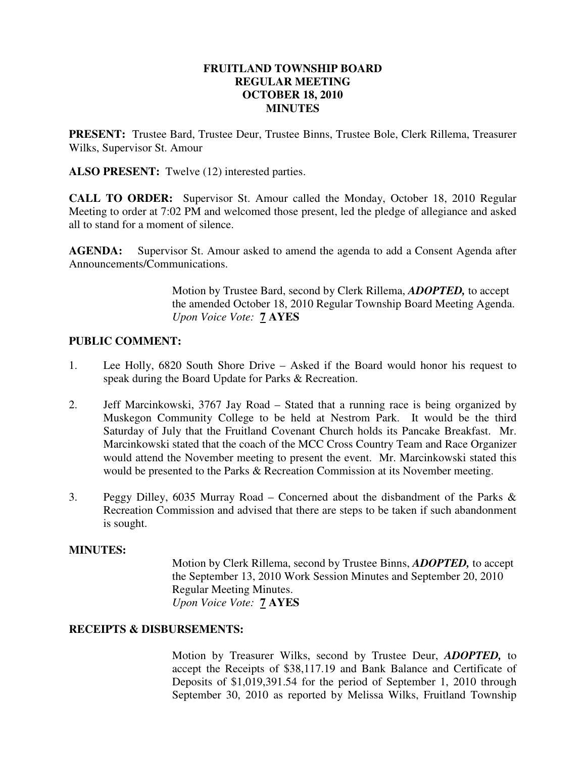# FRUITLAND TOWNSHIP BOARD
## REGULAR MEETING
## OCTOBER 18, 2010
## MINUTES

**PRESENT:** Trustee Bard, Trustee Deur, Trustee Binns, Trustee Bole, Clerk Rillema, Treasurer Wilks, Supervisor St. Amour

**ALSO PRESENT:** Twelve (12) interested parties.

**CALL TO ORDER:** Supervisor St. Amour called the Monday, October 18, 2010 Regular Meeting to order at 7:02 PM and welcomed those present, led the pledge of allegiance and asked all to stand for a moment of silence.

**AGENDA:** Supervisor St. Amour asked to amend the agenda to add a Consent Agenda after Announcements/Communications.

> Motion by Trustee Bard, second by Clerk Rillema, ***ADOPTED,*** to accept the amended October 18, 2010 Regular Township Board Meeting Agenda.
> *Upon Voice Vote:* **7 AYES**

**PUBLIC COMMENT:**

1. Lee Holly, 6820 South Shore Drive – Asked if the Board would honor his request to speak during the Board Update for Parks & Recreation.

2. Jeff Marcinkowski, 3767 Jay Road – Stated that a running race is being organized by Muskegon Community College to be held at Nestrom Park. It would be the third Saturday of July that the Fruitland Covenant Church holds its Pancake Breakfast. Mr. Marcinkowski stated that the coach of the MCC Cross Country Team and Race Organizer would attend the November meeting to present the event. Mr. Marcinkowski stated this would be presented to the Parks & Recreation Commission at its November meeting.

3. Peggy Dilley, 6035 Murray Road – Concerned about the disbandment of the Parks & Recreation Commission and advised that there are steps to be taken if such abandonment is sought.

**MINUTES:**

> Motion by Clerk Rillema, second by Trustee Binns, ***ADOPTED,*** to accept the September 13, 2010 Work Session Minutes and September 20, 2010 Regular Meeting Minutes.
> *Upon Voice Vote:* **7 AYES**

**RECEIPTS & DISBURSEMENTS:**

> Motion by Treasurer Wilks, second by Trustee Deur, ***ADOPTED,*** to accept the Receipts of $38,117.19 and Bank Balance and Certificate of Deposits of $1,019,391.54 for the period of September 1, 2010 through September 30, 2010 as reported by Melissa Wilks, Fruitland Township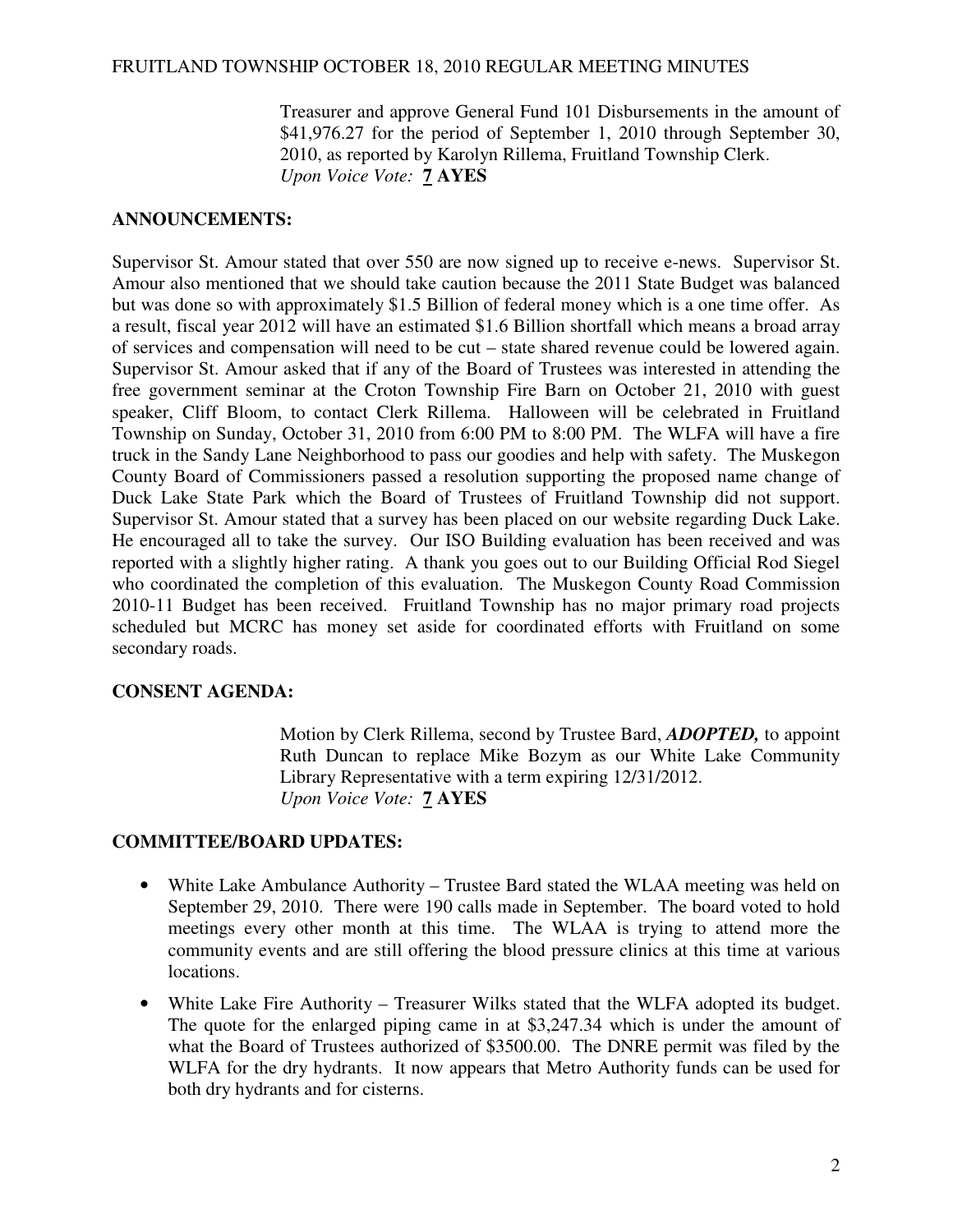Treasurer and approve General Fund 101 Disbursements in the amount of $41,976.27 for the period of September 1, 2010 through September 30, 2010, as reported by Karolyn Rillema, Fruitland Township Clerk.
*Upon Voice Vote:* **7 AYES**

**ANNOUNCEMENTS:**

Supervisor St. Amour stated that over 550 are now signed up to receive e-news. Supervisor St. Amour also mentioned that we should take caution because the 2011 State Budget was balanced but was done so with approximately $1.5 Billion of federal money which is a one time offer. As a result, fiscal year 2012 will have an estimated $1.6 Billion shortfall which means a broad array of services and compensation will need to be cut – state shared revenue could be lowered again. Supervisor St. Amour asked that if any of the Board of Trustees was interested in attending the free government seminar at the Croton Township Fire Barn on October 21, 2010 with guest speaker, Cliff Bloom, to contact Clerk Rillema. Halloween will be celebrated in Fruitland Township on Sunday, October 31, 2010 from 6:00 PM to 8:00 PM. The WLFA will have a fire truck in the Sandy Lane Neighborhood to pass our goodies and help with safety. The Muskegon County Board of Commissioners passed a resolution supporting the proposed name change of Duck Lake State Park which the Board of Trustees of Fruitland Township did not support. Supervisor St. Amour stated that a survey has been placed on our website regarding Duck Lake. He encouraged all to take the survey. Our ISO Building evaluation has been received and was reported with a slightly higher rating. A thank you goes out to our Building Official Rod Siegel who coordinated the completion of this evaluation. The Muskegon County Road Commission 2010-11 Budget has been received. Fruitland Township has no major primary road projects scheduled but MCRC has money set aside for coordinated efforts with Fruitland on some secondary roads.

**CONSENT AGENDA:**

Motion by Clerk Rillema, second by Trustee Bard, ***ADOPTED,*** to appoint Ruth Duncan to replace Mike Bozym as our White Lake Community Library Representative with a term expiring 12/31/2012.
*Upon Voice Vote:* **7 AYES**

**COMMITTEE/BOARD UPDATES:**

- White Lake Ambulance Authority – Trustee Bard stated the WLAA meeting was held on September 29, 2010. There were 190 calls made in September. The board voted to hold meetings every other month at this time. The WLAA is trying to attend more the community events and are still offering the blood pressure clinics at this time at various locations.
- White Lake Fire Authority – Treasurer Wilks stated that the WLFA adopted its budget. The quote for the enlarged piping came in at $3,247.34 which is under the amount of what the Board of Trustees authorized of $3500.00. The DNRE permit was filed by the WLFA for the dry hydrants. It now appears that Metro Authority funds can be used for both dry hydrants and for cisterns.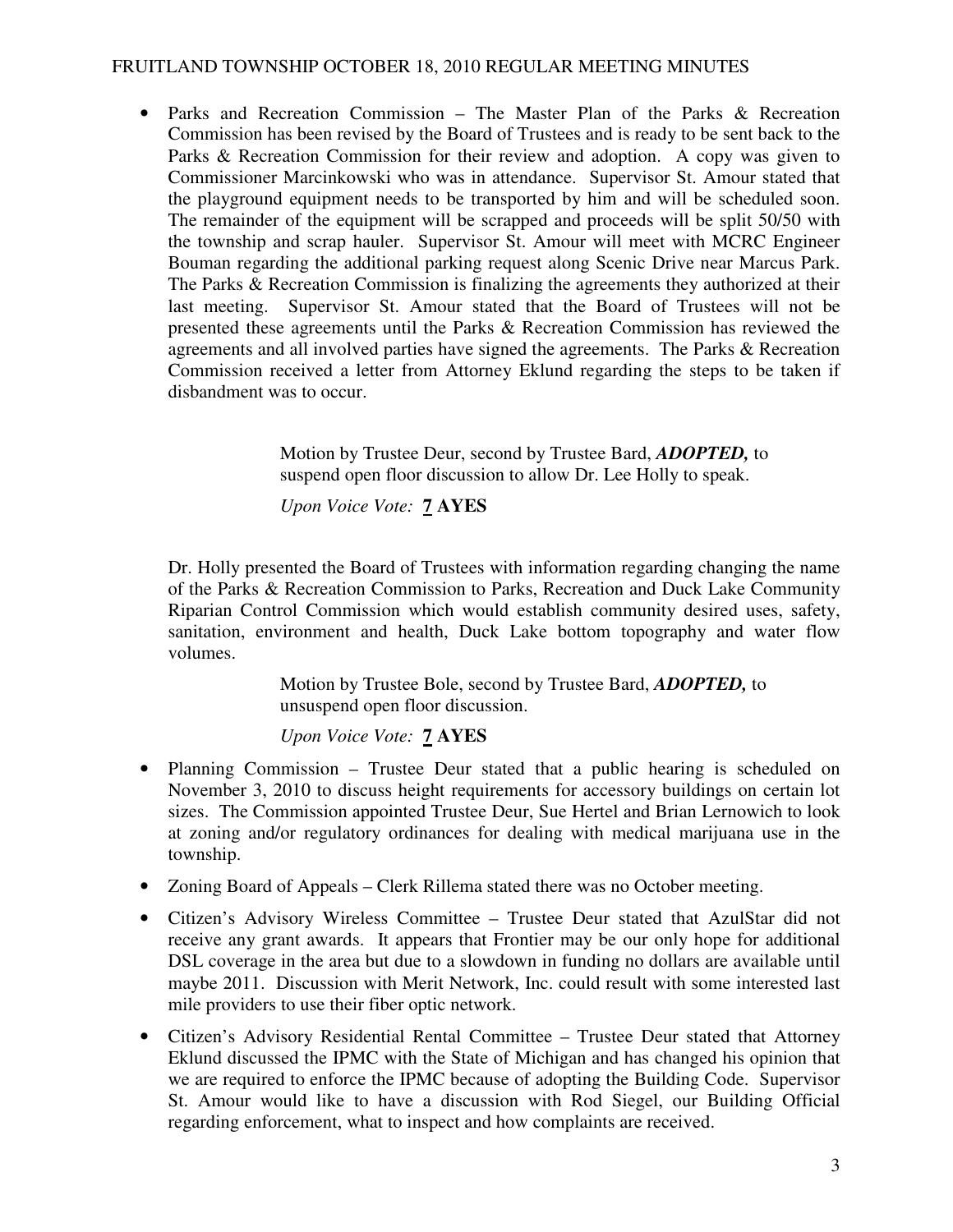- Parks and Recreation Commission – The Master Plan of the Parks & Recreation Commission has been revised by the Board of Trustees and is ready to be sent back to the Parks & Recreation Commission for their review and adoption. A copy was given to Commissioner Marcinkowski who was in attendance. Supervisor St. Amour stated that the playground equipment needs to be transported by him and will be scheduled soon. The remainder of the equipment will be scrapped and proceeds will be split 50/50 with the township and scrap hauler. Supervisor St. Amour will meet with MCRC Engineer Bouman regarding the additional parking request along Scenic Drive near Marcus Park. The Parks & Recreation Commission is finalizing the agreements they authorized at their last meeting. Supervisor St. Amour stated that the Board of Trustees will not be presented these agreements until the Parks & Recreation Commission has reviewed the agreements and all involved parties have signed the agreements. The Parks & Recreation Commission received a letter from Attorney Eklund regarding the steps to be taken if disbandment was to occur.

> Motion by Trustee Deur, second by Trustee Bard, ***ADOPTED,*** to suspend open floor discussion to allow Dr. Lee Holly to speak.
>
> *Upon Voice Vote:* **7 AYES**

Dr. Holly presented the Board of Trustees with information regarding changing the name of the Parks & Recreation Commission to Parks, Recreation and Duck Lake Community Riparian Control Commission which would establish community desired uses, safety, sanitation, environment and health, Duck Lake bottom topography and water flow volumes.

> Motion by Trustee Bole, second by Trustee Bard, ***ADOPTED,*** to unsuspend open floor discussion.
>
> *Upon Voice Vote:* **7 AYES**

- Planning Commission – Trustee Deur stated that a public hearing is scheduled on November 3, 2010 to discuss height requirements for accessory buildings on certain lot sizes. The Commission appointed Trustee Deur, Sue Hertel and Brian Lernowich to look at zoning and/or regulatory ordinances for dealing with medical marijuana use in the township.
- Zoning Board of Appeals – Clerk Rillema stated there was no October meeting.
- Citizen's Advisory Wireless Committee – Trustee Deur stated that AzulStar did not receive any grant awards. It appears that Frontier may be our only hope for additional DSL coverage in the area but due to a slowdown in funding no dollars are available until maybe 2011. Discussion with Merit Network, Inc. could result with some interested last mile providers to use their fiber optic network.
- Citizen's Advisory Residential Rental Committee – Trustee Deur stated that Attorney Eklund discussed the IPMC with the State of Michigan and has changed his opinion that we are required to enforce the IPMC because of adopting the Building Code. Supervisor St. Amour would like to have a discussion with Rod Siegel, our Building Official regarding enforcement, what to inspect and how complaints are received.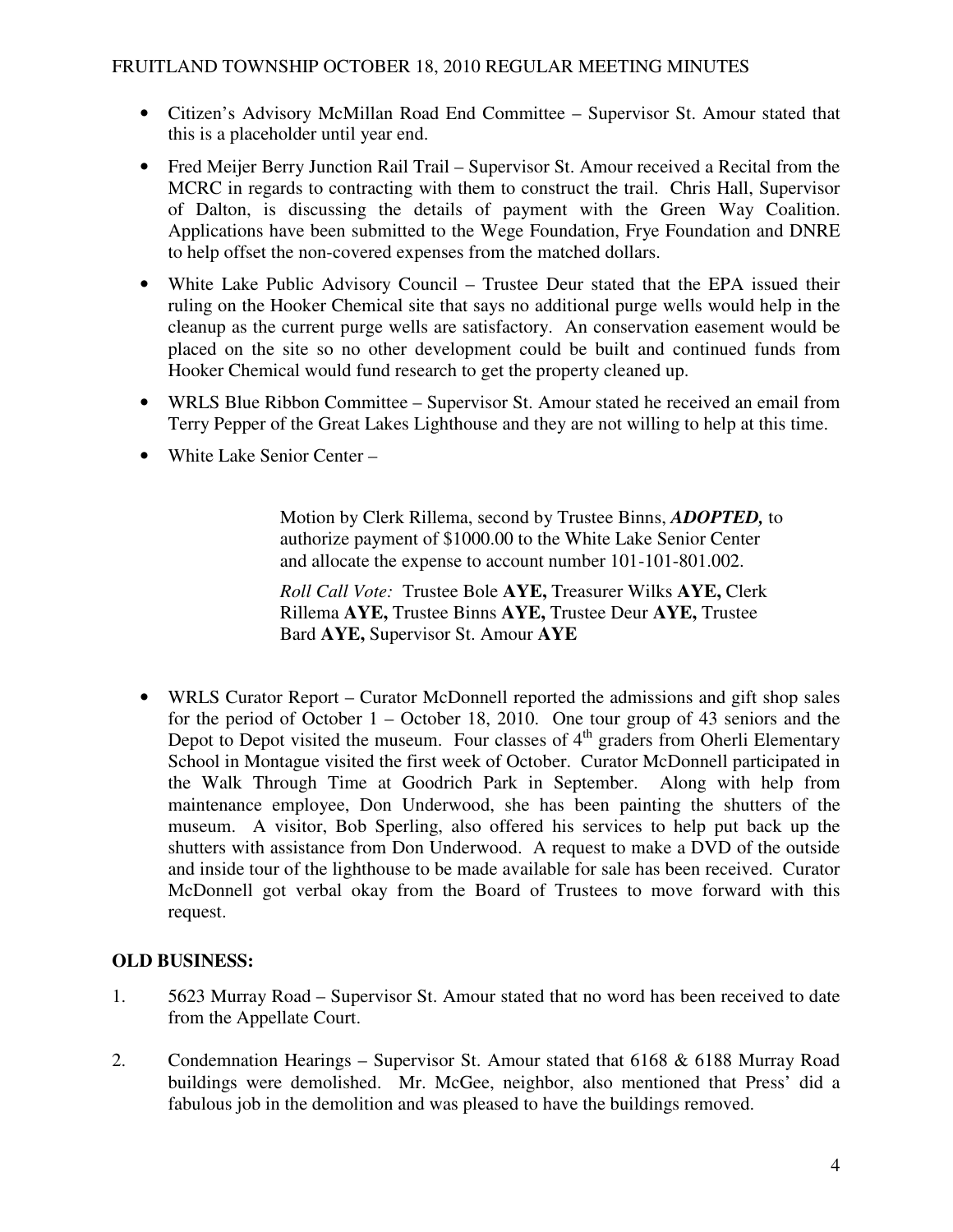- Citizen's Advisory McMillan Road End Committee – Supervisor St. Amour stated that this is a placeholder until year end.
- Fred Meijer Berry Junction Rail Trail – Supervisor St. Amour received a Recital from the MCRC in regards to contracting with them to construct the trail. Chris Hall, Supervisor of Dalton, is discussing the details of payment with the Green Way Coalition. Applications have been submitted to the Wege Foundation, Frye Foundation and DNRE to help offset the non-covered expenses from the matched dollars.
- White Lake Public Advisory Council – Trustee Deur stated that the EPA issued their ruling on the Hooker Chemical site that says no additional purge wells would help in the cleanup as the current purge wells are satisfactory. An conservation easement would be placed on the site so no other development could be built and continued funds from Hooker Chemical would fund research to get the property cleaned up.
- WRLS Blue Ribbon Committee – Supervisor St. Amour stated he received an email from Terry Pepper of the Great Lakes Lighthouse and they are not willing to help at this time.
- White Lake Senior Center –

> Motion by Clerk Rillema, second by Trustee Binns, ***ADOPTED,*** to authorize payment of $1000.00 to the White Lake Senior Center and allocate the expense to account number 101-101-801.002.
>
> *Roll Call Vote:* Trustee Bole **AYE,** Treasurer Wilks **AYE,** Clerk Rillema **AYE,** Trustee Binns **AYE,** Trustee Deur **AYE,** Trustee Bard **AYE,** Supervisor St. Amour **AYE**

- WRLS Curator Report – Curator McDonnell reported the admissions and gift shop sales for the period of October 1 – October 18, 2010. One tour group of 43 seniors and the Depot to Depot visited the museum. Four classes of 4th graders from Oherli Elementary School in Montague visited the first week of October. Curator McDonnell participated in the Walk Through Time at Goodrich Park in September. Along with help from maintenance employee, Don Underwood, she has been painting the shutters of the museum. A visitor, Bob Sperling, also offered his services to help put back up the shutters with assistance from Don Underwood. A request to make a DVD of the outside and inside tour of the lighthouse to be made available for sale has been received. Curator McDonnell got verbal okay from the Board of Trustees to move forward with this request.

**OLD BUSINESS:**

1. 5623 Murray Road – Supervisor St. Amour stated that no word has been received to date from the Appellate Court.
2. Condemnation Hearings – Supervisor St. Amour stated that 6168 & 6188 Murray Road buildings were demolished. Mr. McGee, neighbor, also mentioned that Press' did a fabulous job in the demolition and was pleased to have the buildings removed.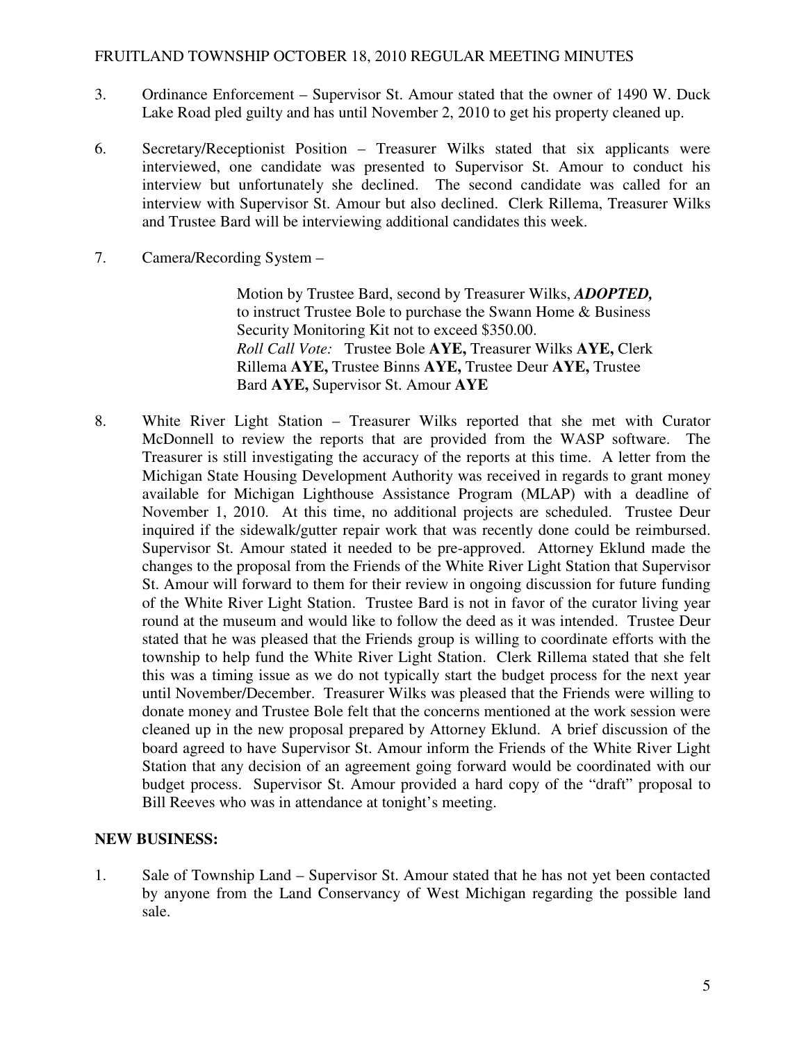3. Ordinance Enforcement – Supervisor St. Amour stated that the owner of 1490 W. Duck Lake Road pled guilty and has until November 2, 2010 to get his property cleaned up.

6. Secretary/Receptionist Position – Treasurer Wilks stated that six applicants were interviewed, one candidate was presented to Supervisor St. Amour to conduct his interview but unfortunately she declined. The second candidate was called for an interview with Supervisor St. Amour but also declined. Clerk Rillema, Treasurer Wilks and Trustee Bard will be interviewing additional candidates this week.

7. Camera/Recording System –

> Motion by Trustee Bard, second by Treasurer Wilks, ***ADOPTED,*** to instruct Trustee Bole to purchase the Swann Home & Business Security Monitoring Kit not to exceed $350.00.
> *Roll Call Vote:* Trustee Bole **AYE,** Treasurer Wilks **AYE,** Clerk Rillema **AYE,** Trustee Binns **AYE,** Trustee Deur **AYE,** Trustee Bard **AYE,** Supervisor St. Amour **AYE**

8. White River Light Station – Treasurer Wilks reported that she met with Curator McDonnell to review the reports that are provided from the WASP software. The Treasurer is still investigating the accuracy of the reports at this time. A letter from the Michigan State Housing Development Authority was received in regards to grant money available for Michigan Lighthouse Assistance Program (MLAP) with a deadline of November 1, 2010. At this time, no additional projects are scheduled. Trustee Deur inquired if the sidewalk/gutter repair work that was recently done could be reimbursed. Supervisor St. Amour stated it needed to be pre-approved. Attorney Eklund made the changes to the proposal from the Friends of the White River Light Station that Supervisor St. Amour will forward to them for their review in ongoing discussion for future funding of the White River Light Station. Trustee Bard is not in favor of the curator living year round at the museum and would like to follow the deed as it was intended. Trustee Deur stated that he was pleased that the Friends group is willing to coordinate efforts with the township to help fund the White River Light Station. Clerk Rillema stated that she felt this was a timing issue as we do not typically start the budget process for the next year until November/December. Treasurer Wilks was pleased that the Friends were willing to donate money and Trustee Bole felt that the concerns mentioned at the work session were cleaned up in the new proposal prepared by Attorney Eklund. A brief discussion of the board agreed to have Supervisor St. Amour inform the Friends of the White River Light Station that any decision of an agreement going forward would be coordinated with our budget process. Supervisor St. Amour provided a hard copy of the "draft" proposal to Bill Reeves who was in attendance at tonight's meeting.

**NEW BUSINESS:**

1. Sale of Township Land – Supervisor St. Amour stated that he has not yet been contacted by anyone from the Land Conservancy of West Michigan regarding the possible land sale.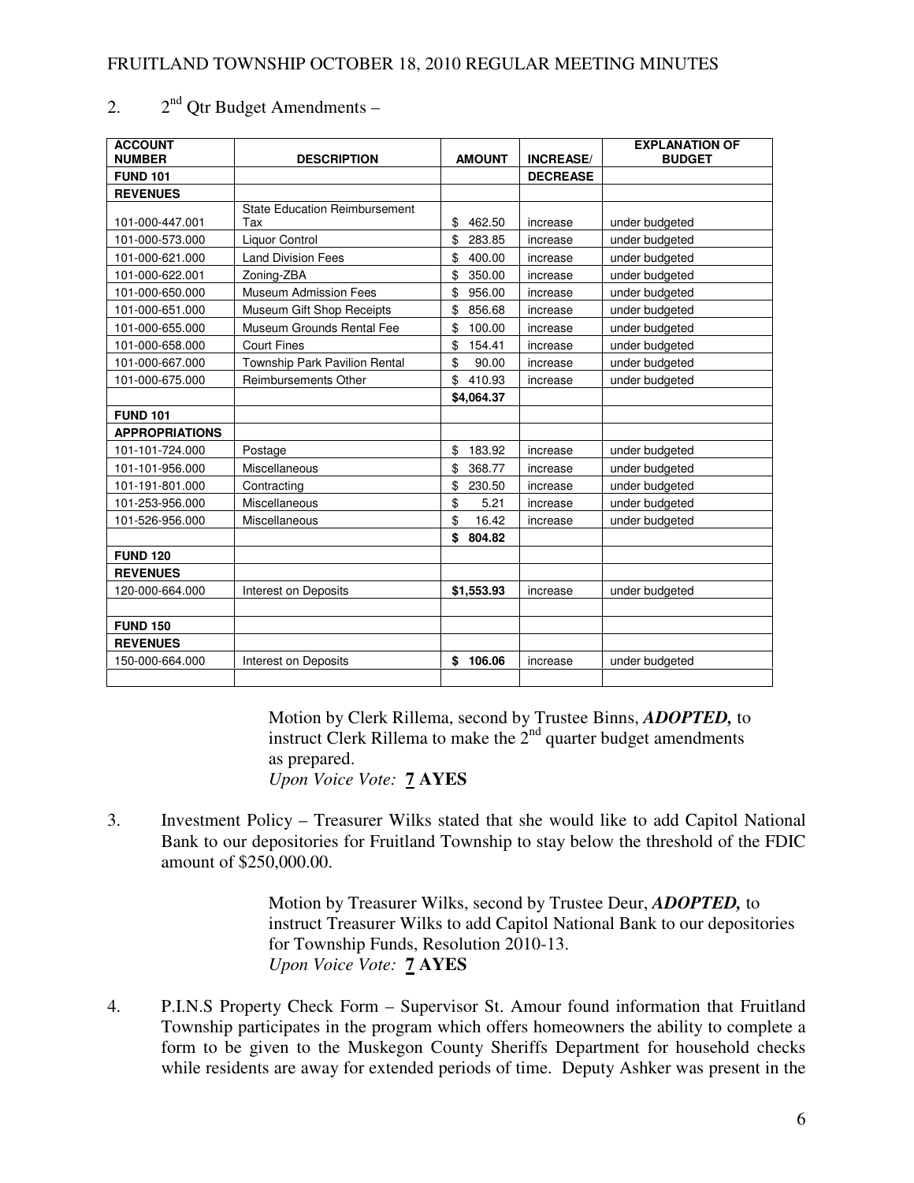2. 2nd Qtr Budget Amendments –

| ACCOUNT NUMBER | DESCRIPTION | AMOUNT | INCREASE/ | EXPLANATION OF BUDGET |
|---|---|---|---|---|
| **FUND 101** | | | **DECREASE** | |
| **REVENUES** | | | | |
| 101-000-447.001 | State Education Reimbursement Tax | $ 462.50 | increase | under budgeted |
| 101-000-573.000 | Liquor Control | $ 283.85 | increase | under budgeted |
| 101-000-621.000 | Land Division Fees | $ 400.00 | increase | under budgeted |
| 101-000-622.001 | Zoning-ZBA | $ 350.00 | increase | under budgeted |
| 101-000-650.000 | Museum Admission Fees | $ 956.00 | increase | under budgeted |
| 101-000-651.000 | Museum Gift Shop Receipts | $ 856.68 | increase | under budgeted |
| 101-000-655.000 | Museum Grounds Rental Fee | $ 100.00 | increase | under budgeted |
| 101-000-658.000 | Court Fines | $ 154.41 | increase | under budgeted |
| 101-000-667.000 | Township Park Pavilion Rental | $ 90.00 | increase | under budgeted |
| 101-000-675.000 | Reimbursements Other | $ 410.93 | increase | under budgeted |
| | | **$4,064.37** | | |
| **FUND 101** | | | | |
| **APPROPRIATIONS** | | | | |
| 101-101-724.000 | Postage | $ 183.92 | increase | under budgeted |
| 101-101-956.000 | Miscellaneous | $ 368.77 | increase | under budgeted |
| 101-191-801.000 | Contracting | $ 230.50 | increase | under budgeted |
| 101-253-956.000 | Miscellaneous | $ 5.21 | increase | under budgeted |
| 101-526-956.000 | Miscellaneous | $ 16.42 | increase | under budgeted |
| | | **$ 804.82** | | |
| **FUND 120** | | | | |
| **REVENUES** | | | | |
| 120-000-664.000 | Interest on Deposits | **$1,553.93** | increase | under budgeted |
| | | | | |
| **FUND 150** | | | | |
| **REVENUES** | | | | |
| 150-000-664.000 | Interest on Deposits | **$ 106.06** | increase | under budgeted |
| | | | | |

> Motion by Clerk Rillema, second by Trustee Binns, ***ADOPTED,*** to instruct Clerk Rillema to make the 2nd quarter budget amendments as prepared.
> *Upon Voice Vote:* **7 AYES**

3. Investment Policy – Treasurer Wilks stated that she would like to add Capitol National Bank to our depositories for Fruitland Township to stay below the threshold of the FDIC amount of $250,000.00.

> Motion by Treasurer Wilks, second by Trustee Deur, ***ADOPTED,*** to instruct Treasurer Wilks to add Capitol National Bank to our depositories for Township Funds, Resolution 2010-13.
> *Upon Voice Vote:* **7 AYES**

4. P.I.N.S Property Check Form – Supervisor St. Amour found information that Fruitland Township participates in the program which offers homeowners the ability to complete a form to be given to the Muskegon County Sheriffs Department for household checks while residents are away for extended periods of time. Deputy Ashker was present in the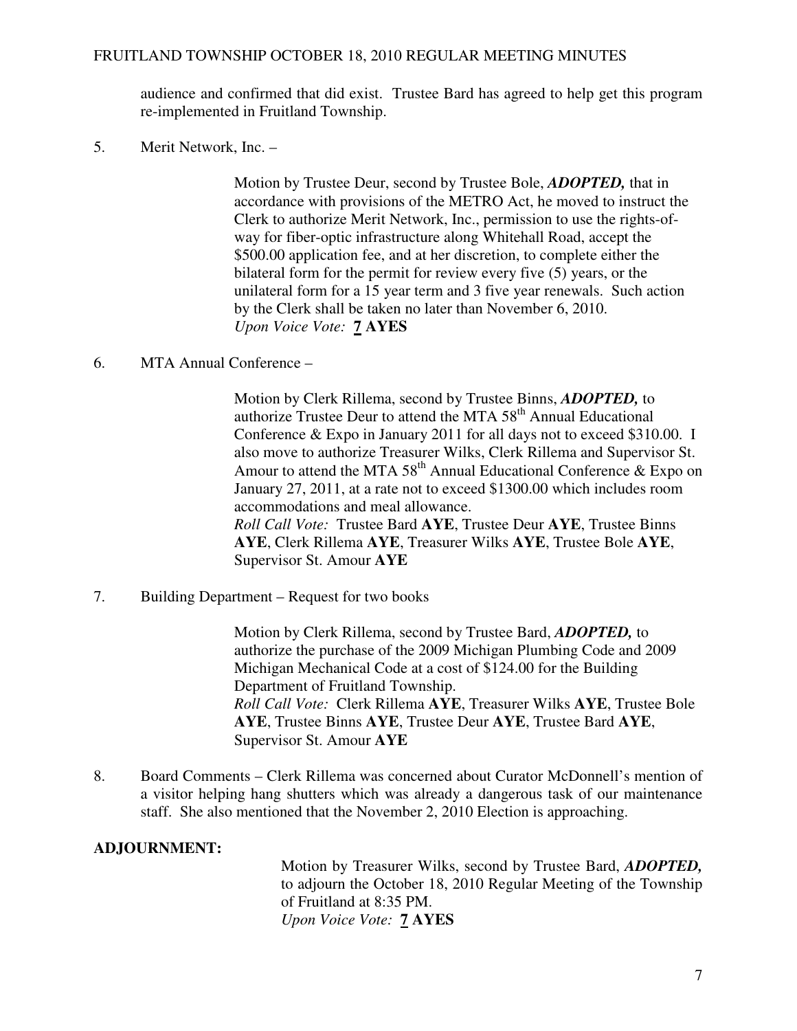audience and confirmed that did exist. Trustee Bard has agreed to help get this program re-implemented in Fruitland Township.

5. Merit Network, Inc. –

   Motion by Trustee Deur, second by Trustee Bole, ***ADOPTED,*** that in accordance with provisions of the METRO Act, he moved to instruct the Clerk to authorize Merit Network, Inc., permission to use the rights-of-way for fiber-optic infrastructure along Whitehall Road, accept the $500.00 application fee, and at her discretion, to complete either the bilateral form for the permit for review every five (5) years, or the unilateral form for a 15 year term and 3 five year renewals. Such action by the Clerk shall be taken no later than November 6, 2010.
   *Upon Voice Vote:* **7 AYES**

6. MTA Annual Conference –

   Motion by Clerk Rillema, second by Trustee Binns, ***ADOPTED,*** to authorize Trustee Deur to attend the MTA 58th Annual Educational Conference & Expo in January 2011 for all days not to exceed $310.00. I also move to authorize Treasurer Wilks, Clerk Rillema and Supervisor St. Amour to attend the MTA 58th Annual Educational Conference & Expo on January 27, 2011, at a rate not to exceed $1300.00 which includes room accommodations and meal allowance.
   *Roll Call Vote:* Trustee Bard **AYE**, Trustee Deur **AYE**, Trustee Binns **AYE**, Clerk Rillema **AYE**, Treasurer Wilks **AYE**, Trustee Bole **AYE**, Supervisor St. Amour **AYE**

7. Building Department – Request for two books

   Motion by Clerk Rillema, second by Trustee Bard, ***ADOPTED,*** to authorize the purchase of the 2009 Michigan Plumbing Code and 2009 Michigan Mechanical Code at a cost of $124.00 for the Building Department of Fruitland Township.
   *Roll Call Vote:* Clerk Rillema **AYE**, Treasurer Wilks **AYE**, Trustee Bole **AYE**, Trustee Binns **AYE**, Trustee Deur **AYE**, Trustee Bard **AYE**, Supervisor St. Amour **AYE**

8. Board Comments – Clerk Rillema was concerned about Curator McDonnell's mention of a visitor helping hang shutters which was already a dangerous task of our maintenance staff. She also mentioned that the November 2, 2010 Election is approaching.

**ADJOURNMENT:**

Motion by Treasurer Wilks, second by Trustee Bard, ***ADOPTED,*** to adjourn the October 18, 2010 Regular Meeting of the Township of Fruitland at 8:35 PM.
*Upon Voice Vote:* **7 AYES**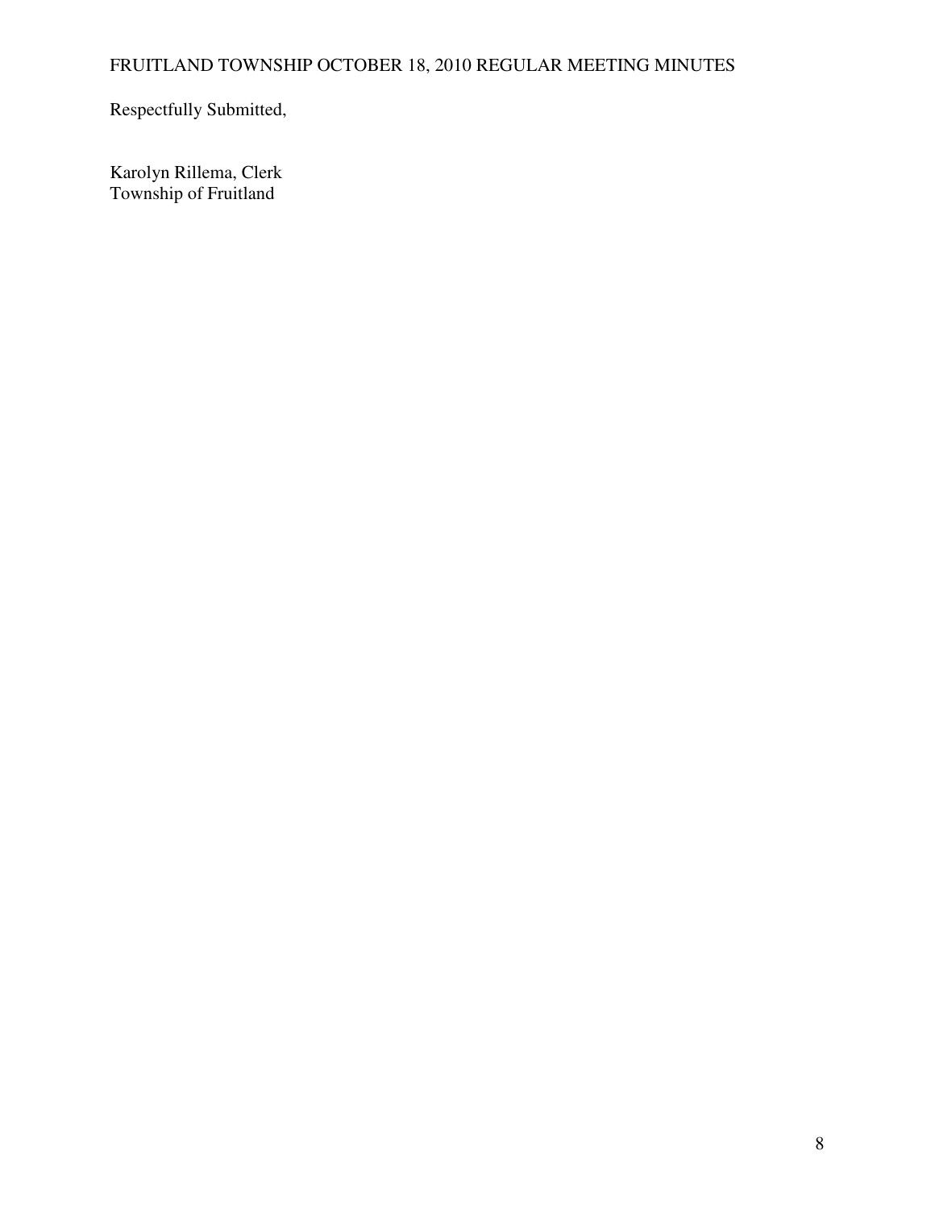Respectfully Submitted,

Karolyn Rillema, Clerk
Township of Fruitland